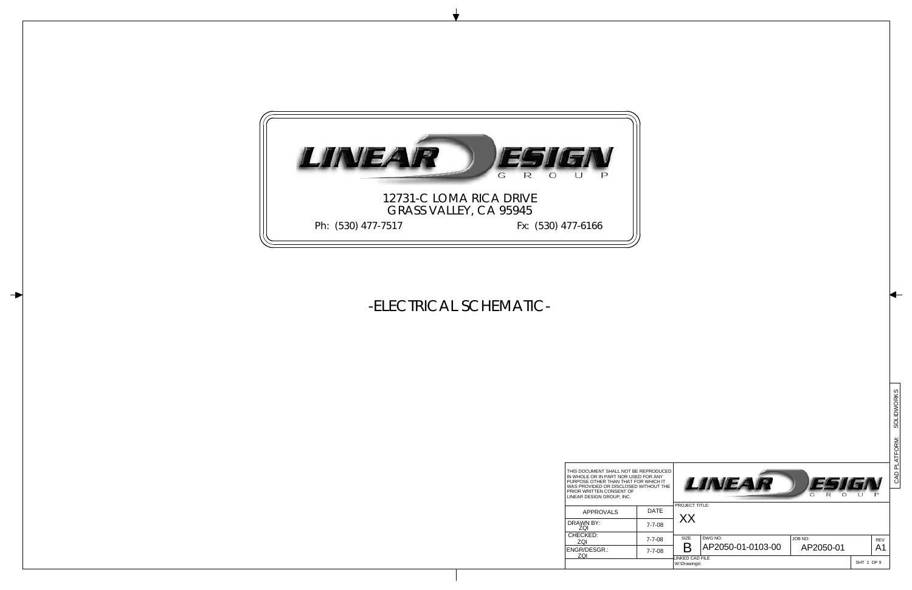# LINEAR DESIGN GROUP

12731-C LOMA RICA DRIVE
GRASS VALLEY, CA 95945

Ph: (530) 477-7517 Fx: (530) 477-6166

## -ELECTRICAL SCHEMATIC-

THIS DOCUMENT SHALL NOT BE REPRODUCED IN WHOLE OR IN PART NOR USED FOR ANY PURPOSE OTHER THAN THAT FOR WHICH IT WAS PROVIDED OR DISCLOSED WITHOUT THE PRIOR WRITTEN CONSENT OF LINEAR DESIGN GROUP, INC.

LINEAR DESIGN GROUP

| APPROVALS | DATE |
|---|---|
| DRAWN BY: ZQI | 7-7-08 |
| CHECKED: ZQI | 7-7-08 |
| ENGR/DESGR.: ZQI | 7-7-08 |

PROJECT TITLE: XX

| SIZE | DWG NO: | JOB NO: | REV |
|---|---|---|---|
| B | AP2050-01-0103-00 | AP2050-01 | A1 |

LINKED CAD FILE: W:\Drawings\

SHT 1 OF 9

CAD PLATFORM: SOLIDWORKS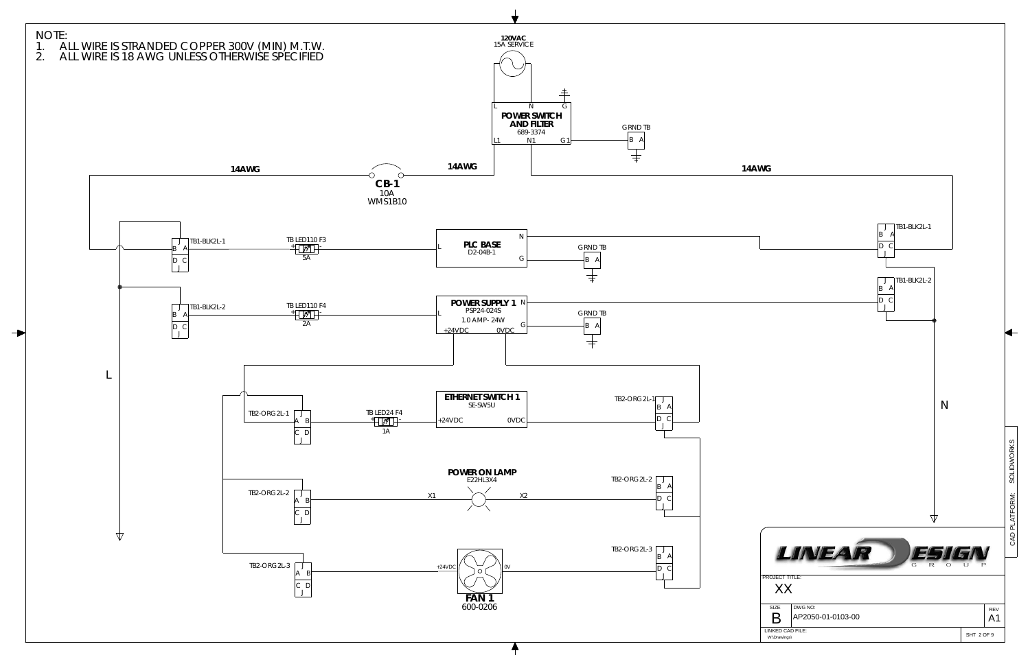NOTE:

1. ALL WIRE IS STRANDED COPPER 300V (MIN) M.T.W.
2. ALL WIRE IS 18 AWG UNLESS OTHERWISE SPECIFIED

**120VAC**
15A SERVICE

L N G

**POWER SWITCH AND FILTER**
689-3374

L1 N1 G1

GRND TB
B A

14AWG

**CB-1**
10A
WMS1B10

14AWG

14AWG

TB1-BLK2L-1
J
B A
D C
J

TB LED110 F3
5A

**PLC BASE**
D2-04B-1
L N G

GRND TB
B A

TB1-BLK2L-1
J
B A
D C
J

TB1-BLK2L-2
J
B A
D C
J

TB LED110 F4
2A

**POWER SUPPLY 1**
PSP24-024S
1.0 AMP- 24W
L N G
+24VDC 0VDC

GRND TB
B A

TB1-BLK2L-2
J
B A
D C
J

L

N

TB2-ORG2L-1
J
A B
C D
J

TB LED24 F4
1A

**ETHERNET SWITCH 1**
SE-SW5U
+24VDC 0VDC

TB2-ORG2L-1
J
B A
D C
J

TB2-ORG2L-2
J
A B
C D
J

**POWER ON LAMP**
E22HL3X4
X1 X2

TB2-ORG2L-2
J
B A
D C
J

TB2-ORG2L-3
J
A B
C D
J

+24VDC 0V

**FAN 1**
600-0206

TB2-ORG2L-3
J
B A
D C
J

LINEAR DESIGN GROUP

| PROJECT TITLE: | | |
|---|---|---|
| XX | | |
| SIZE B | DWG NO: AP2050-01-0103-00 | REV A1 |
| LINKED CAD FILE: W:\Drawings\ | | SHT 2 OF 9 |

CAD PLATFORM: SOLIDWORKS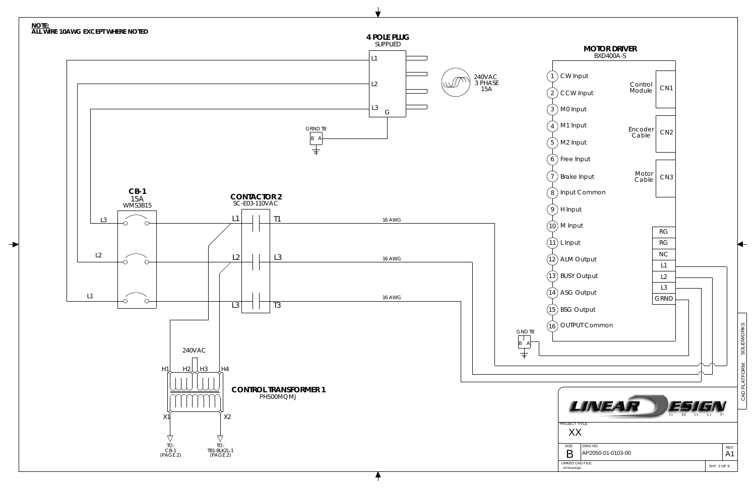**NOTE:**
**ALL WIRE 10AWG EXCEPT WHERE NOTED**

**4 POLE PLUG**
SUPPLIED

L1
L2
L3
G

240VAC
3 PHASE
15A

GRND TB
B A

**MOTOR DRIVER**
BXD400A-S

1 CW Input
2 CCW Input
3 M0 Input
4 M1 Input
5 M2 Input
6 Free Input
7 Brake Input
8 Input Common
9 H Input
10 M Input
11 L Input
12 ALM Output
13 BUSY Output
14 ASG Output
15 BSG Output
16 OUTPUT Common

Control Module CN1
Encoder Cable CN2
Motor Cable CN3

RG
RG
NC
L1
L2
L3
GRND

GND TB
B A

**CB-1**
15A
WMS3B15

L3
L2
L1

**CONTACTOR 2**
SC-E03-110VAC

L1 T1
L2 L3
L3 T3

16 AWG
16 AWG
16 AWG

240VAC
H1 H2 H3 H4

**CONTROL TRANSFORMER 1**
PH500MQMJ

X1 X2

TO: CB-1 (PAGE 2)
TO: TB1-BLK2L-1 (PAGE 2)

LINEAR DESIGN GROUP

PROJECT TITLE: XX

SIZE: B
DWG NO: AP2050-01-0103-00
REV: A1

LINKED CAD FILE: W:\Drawings\

CAD PLATFORM: SOLIDWORKS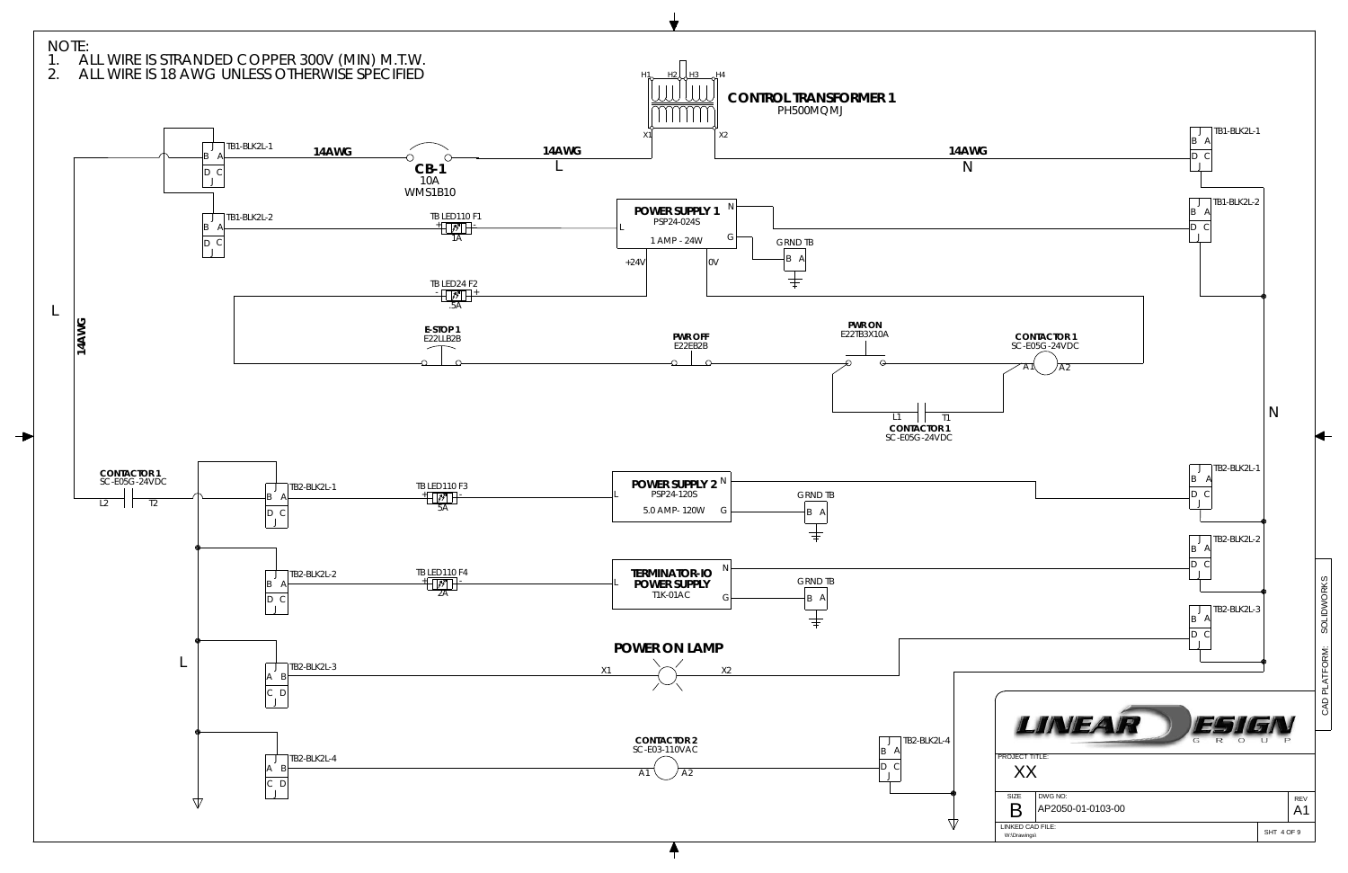NOTE:
1. ALL WIRE IS STRANDED COPPER 300V (MIN) M.T.W.
2. ALL WIRE IS 18 AWG UNLESS OTHERWISE SPECIFIED

**CONTROL TRANSFORMER 1**
PH500MQMJ

H1 H2 H3 H4
X1 X2

TB1-BLK2L-1

14AWG

**CB-1**
10A
WMS1B10

14AWG
L

14AWG
N

TB1-BLK2L-1

TB1-BLK2L-2

TB LED110 F1
1A

**POWER SUPPLY 1**
PSP24-024S
1 AMP - 24W
L N G
+24V 0V

GRND TB

TB1-BLK2L-2

TB LED24 F2
.5A

**E-STOP 1**
E22LLB2B

**PWR OFF**
E22EB2B

**PWR ON**
E22TB3X10A

**CONTACTOR 1**
SC-E05G-24VDC
A1 A2

L1 T1
**CONTACTOR 1**
SC-E05G-24VDC

L

14AWG

N

**CONTACTOR 1**
SC-E05G-24VDC
L2 T2

TB2-BLK2L-1

TB LED110 F3
5A

**POWER SUPPLY 2**
PSP24-120S
5.0 AMP - 120W
L N G

GRND TB

TB2-BLK2L-1

TB2-BLK2L-2

TB LED110 F4
2A

**TERMINATOR-IO POWER SUPPLY**
T1K-01AC
L N G

GRND TB

TB2-BLK2L-2

TB2-BLK2L-3

**POWER ON LAMP**
X1 X2

TB2-BLK2L-3

L

TB2-BLK2L-4

**CONTACTOR 2**
SC-E03-110VAC
A1 A2

TB2-BLK2L-4

LINEAR DESIGN GROUP

PROJECT TITLE:
XX

SIZE: B
DWG NO: AP2050-01-0103-00
REV: A1

LINKED CAD FILE:
W:\Drawings\

CAD PLATFORM: SOLIDWORKS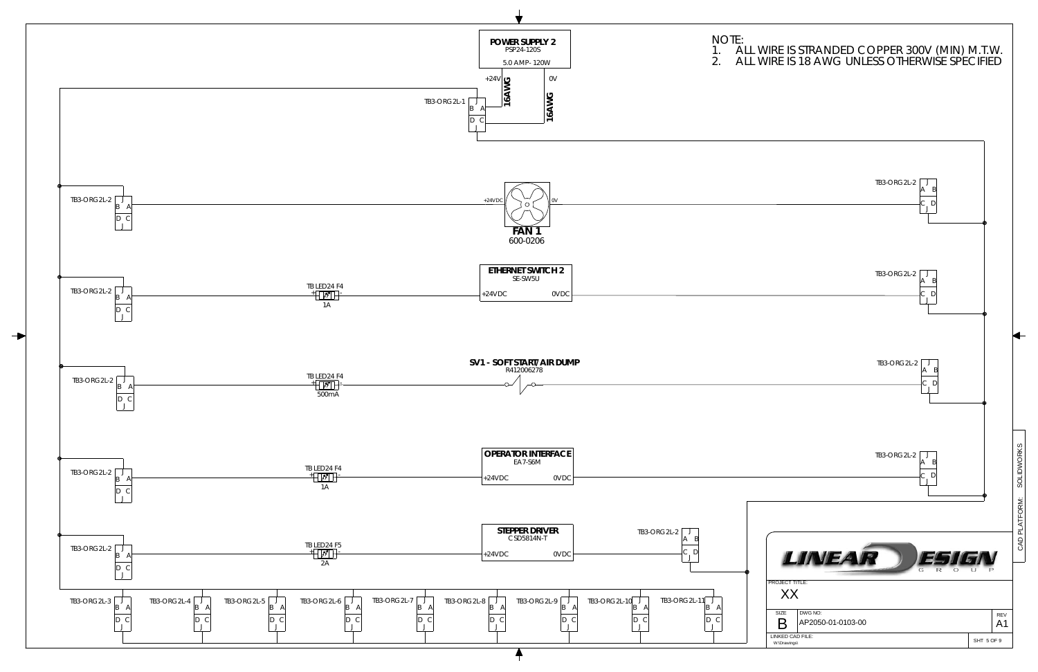NOTE:
1. ALL WIRE IS STRANDED COPPER 300V (MIN) M.T.W.
2. ALL WIRE IS 18 AWG UNLESS OTHERWISE SPECIFIED

**POWER SUPPLY 2**
PSP24-120S
5.0 AMP- 120W
+24V 0V
16AWG 16AWG

TB3-ORG2L-1

TB3-ORG2L-2 — +24VDC — **FAN 1** 600-0206 — 0V — TB3-ORG2L-2

TB3-ORG2L-2 — TBLED24 F4 1A — **ETHERNET SWITCH 2** SE-SW5U +24VDC 0VDC — TB3-ORG2L-2

TB3-ORG2L-2 — TBLED24 F4 500mA — **SV1 - SOFT START/AIR DUMP** R412006278 — TB3-ORG2L-2

TB3-ORG2L-2 — TBLED24 F4 1A — **OPERATOR INTERFACE** EA7-S6M +24VDC 0VDC — TB3-ORG2L-2

TB3-ORG2L-2 — TBLED24 F5 2A — **STEPPER DRIVER** CSD5814N-T +24VDC 0VDC — TB3-ORG2L-2

TB3-ORG2L-3, TB3-ORG2L-4, TB3-ORG2L-5, TB3-ORG2L-6, TB3-ORG2L-7, TB3-ORG2L-8, TB3-ORG2L-9, TB3-ORG2L-10, TB3-ORG2L-11

LINEAR DESIGN GROUP

PROJECT TITLE: XX

| SIZE | DWG NO: | REV |
|---|---|---|
| B | AP2050-01-0103-00 | A1 |

LINKED CAD FILE: W:\Drawings\

SHT 5 OF 9

CAD PLATFORM: SOLIDWORKS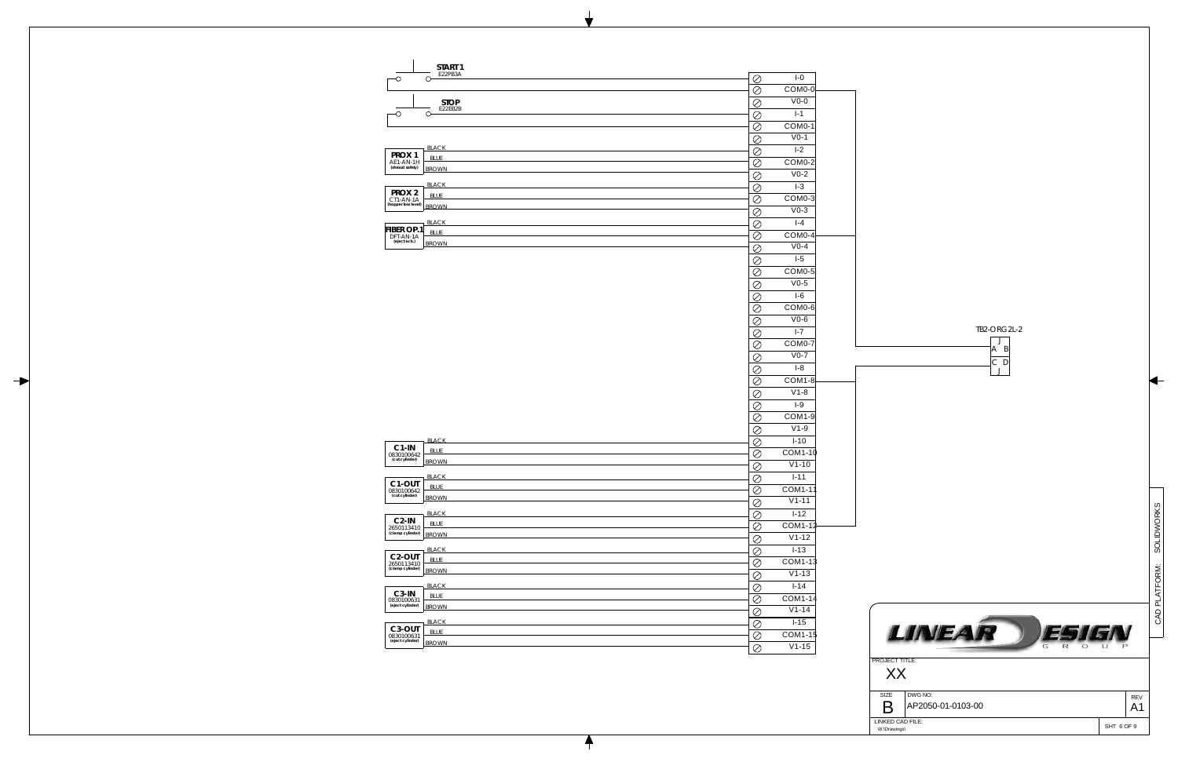START 1
E22PB3A

STOP
E22EB2B

| Device | Wire | Terminal |
|---|---|---|
| START 1 (E22PB3A) | | I-0 |
| | | COM0-0 |
| | | V0-0 |
| STOP (E22EB2B) | | I-1 |
| | | COM0-1 |
| | | V0-1 |
| PROX 1 AE1-AN-1H (shroud safety) | BLACK | I-2 |
| | BLUE | COM0-2 |
| | BROWN | V0-2 |
| PROX 2 CT1-AN-1A (hopper low level) | BLACK | I-3 |
| | BLUE | COM0-3 |
| | BROWN | V0-3 |
| FIBER OP.1 DFT-AN-1A (eject ack.) | BLACK | I-4 |
| | BLUE | COM0-4 |
| | BROWN | V0-4 |
| | | I-5 |
| | | COM0-5 |
| | | V0-5 |
| | | I-6 |
| | | COM0-6 |
| | | V0-6 |
| | | I-7 |
| | | COM0-7 |
| | | V0-7 |
| | | I-8 |
| | | COM1-8 |
| | | V1-8 |
| | | I-9 |
| | | COM1-9 |
| | | V1-9 |
| C1-IN 0830100642 (cut cylinder) | BLACK | I-10 |
| | BLUE | COM1-10 |
| | BROWN | V1-10 |
| C1-OUT 0830100642 (cut cylinder) | BLACK | I-11 |
| | BLUE | COM1-11 |
| | BROWN | V1-11 |
| C2-IN 2650113410 (clamp cylinder) | BLACK | I-12 |
| | BLUE | COM1-12 |
| | BROWN | V1-12 |
| C2-OUT 2650113410 (clamp cylinder) | BLACK | I-13 |
| | BLUE | COM1-13 |
| | BROWN | V1-13 |
| C3-IN 0830100631 (eject cylinder) | BLACK | I-14 |
| | BLUE | COM1-14 |
| | BROWN | V1-14 |
| C3-OUT 0830100631 (eject cylinder) | BLACK | I-15 |
| | BLUE | COM1-15 |
| | BROWN | V1-15 |

TB2-ORG2L-2

A B

C D

LINEAR DESIGN GROUP

PROJECT TITLE: XX

| SIZE | DWG NO: | REV |
|---|---|---|
| B | AP2050-01-0103-00 | A1 |

LINKED CAD FILE: W:\Drawings\

SHT 6 OF 9

CAD PLATFORM: SOLIDWORKS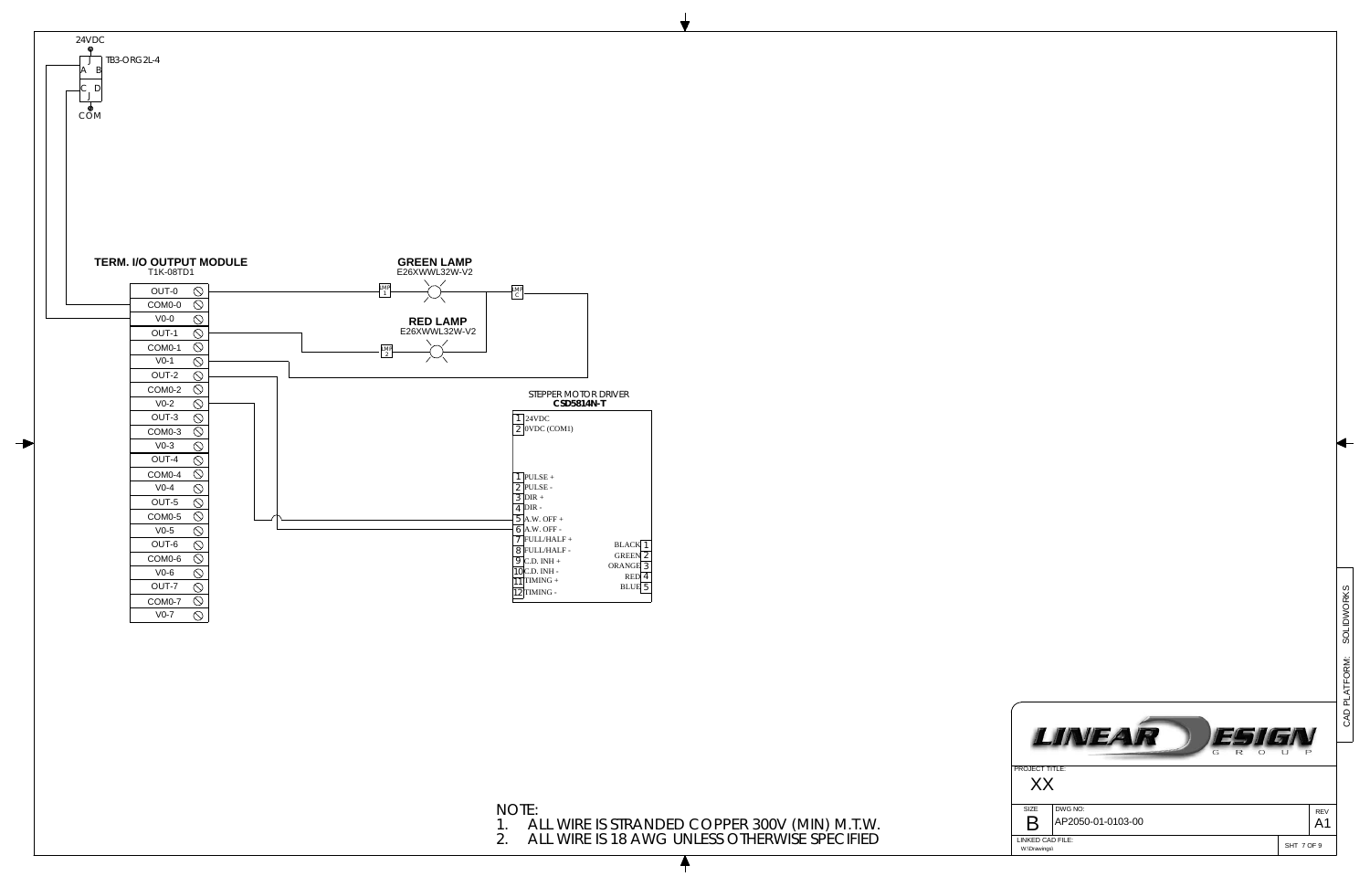24VDC

TB3-ORG2L-4

A B

C D

COM

**TERM. I/O OUTPUT MODULE**
T1K-08TD1

| Terminal |
|---|
| OUT-0 |
| COM0-0 |
| V0-0 |
| OUT-1 |
| COM0-1 |
| V0-1 |
| OUT-2 |
| COM0-2 |
| V0-2 |
| OUT-3 |
| COM0-3 |
| V0-3 |
| OUT-4 |
| COM0-4 |
| V0-4 |
| OUT-5 |
| COM0-5 |
| V0-5 |
| OUT-6 |
| COM0-6 |
| V0-6 |
| OUT-7 |
| COM0-7 |
| V0-7 |

**GREEN LAMP**
E26XWWL32W-V2

LMP 1 — LMP C

**RED LAMP**
E26XWWL32W-V2

LMP 2

STEPPER MOTOR DRIVER
**CSD5814N-T**

| Pin | Signal |
|---|---|
| 1 | 24VDC |
| 2 | 0VDC (COM1) |

| Pin | Signal |
|---|---|
| 1 | PULSE + |
| 2 | PULSE - |
| 3 | DIR + |
| 4 | DIR - |
| 5 | A.W. OFF + |
| 6 | A.W. OFF - |
| 7 | FULL/HALF + |
| 8 | FULL/HALF - |
| 9 | C.D. INH + |
| 10 | C.D. INH - |
| 11 | TIMING + |
| 12 | TIMING - |

| Wire | Pin |
|---|---|
| BLACK | 1 |
| GREEN | 2 |
| ORANGE | 3 |
| RED | 4 |
| BLUE | 5 |

NOTE:
1. ALL WIRE IS STRANDED COPPER 300V (MIN) M.T.W.
2. ALL WIRE IS 18 AWG UNLESS OTHERWISE SPECIFIED

LINEAR DESIGN GROUP

PROJECT TITLE: XX

SIZE: B | DWG NO: AP2050-01-0103-00 | REV: A1

LINKED CAD FILE: W:\Drawings\

CAD PLATFORM: SOLIDWORKS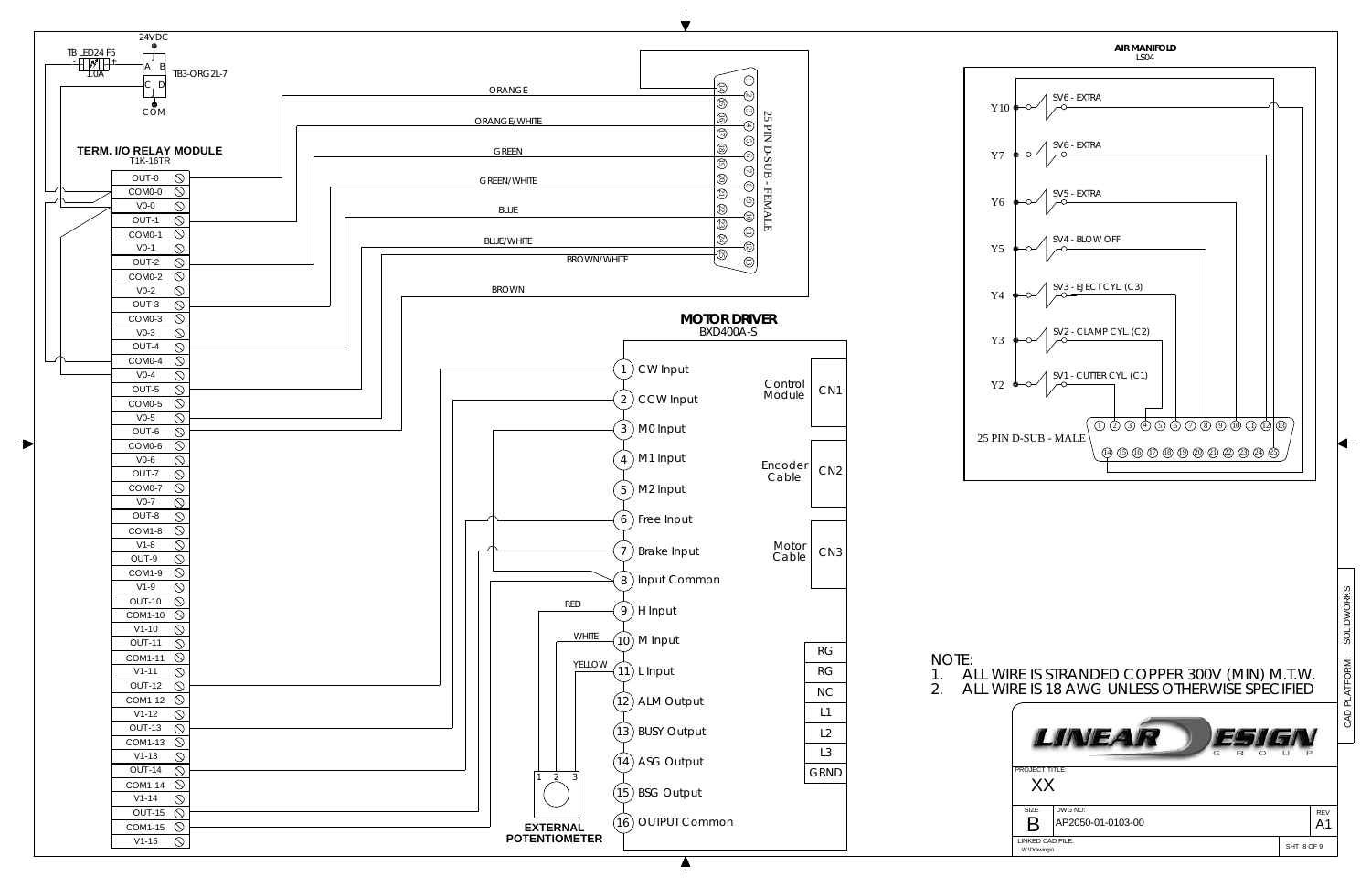24VDC

TBLED24 F5
1.0A

TB3-ORG2L-7

A B
C D

COM

## TERM. I/O RELAY MODULE

T1K-16TR

| Terminal |
| --- |
| OUT-0 |
| COM0-0 |
| V0-0 |
| OUT-1 |
| COM0-1 |
| V0-1 |
| OUT-2 |
| COM0-2 |
| V0-2 |
| OUT-3 |
| COM0-3 |
| V0-3 |
| OUT-4 |
| COM0-4 |
| V0-4 |
| OUT-5 |
| COM0-5 |
| V0-5 |
| OUT-6 |
| COM0-6 |
| V0-6 |
| OUT-7 |
| COM0-7 |
| V0-7 |
| OUT-8 |
| COM1-8 |
| V1-8 |
| OUT-9 |
| COM1-9 |
| V1-9 |
| OUT-10 |
| COM1-10 |
| V1-10 |
| OUT-11 |
| COM1-11 |
| V1-11 |
| OUT-12 |
| COM1-12 |
| V1-12 |
| OUT-13 |
| COM1-13 |
| V1-13 |
| OUT-14 |
| COM1-14 |
| V1-14 |
| OUT-15 |
| COM1-15 |
| V1-15 |

ORANGE

ORANGE/WHITE

GREEN

GREEN/WHITE

BLUE

BLUE/WHITE

BROWN/WHITE

BROWN

25 PIN D-SUB - FEMALE

## MOTOR DRIVER

BXD400A-S

| Pin | Function |
| --- | --- |
| 1 | CW Input |
| 2 | CCW Input |
| 3 | M0 Input |
| 4 | M1 Input |
| 5 | M2 Input |
| 6 | Free Input |
| 7 | Brake Input |
| 8 | Input Common |
| 9 | H Input |
| 10 | M Input |
| 11 | L Input |
| 12 | ALM Output |
| 13 | BUSY Output |
| 14 | ASG Output |
| 15 | BSG Output |
| 16 | OUTPUT Common |

| Connector | Description |
| --- | --- |
| CN1 | Control Module |
| CN2 | Encoder Cable |
| CN3 | Motor Cable |

RG, RG, NC, L1, L2, L3, GRND

RED

WHITE

YELLOW

1 2 3

**EXTERNAL POTENTIOMETER**

## AIR MANIFOLD

LS04

| Output | Valve |
| --- | --- |
| Y10 | SV6 - EXTRA |
| Y7 | SV6 - EXTRA |
| Y6 | SV5 - EXTRA |
| Y5 | SV4 - BLOW OFF |
| Y4 | SV3 - EJECT CYL. (C3) |
| Y3 | SV2 - CLAMP CYL. (C2) |
| Y2 | SV1 - CUTTER CYL. (C1) |

25 PIN D-SUB - MALE

NOTE:
1. ALL WIRE IS STRANDED COPPER 300V (MIN) M.T.W.
2. ALL WIRE IS 18 AWG UNLESS OTHERWISE SPECIFIED

LINEAR DESIGN GROUP

PROJECT TITLE: XX

SIZE: B

DWG NO: AP2050-01-0103-00

REV: A1

LINKED CAD FILE: W:\Drawings\

SHT 8 OF 9

CAD PLATFORM: SOLIDWORKS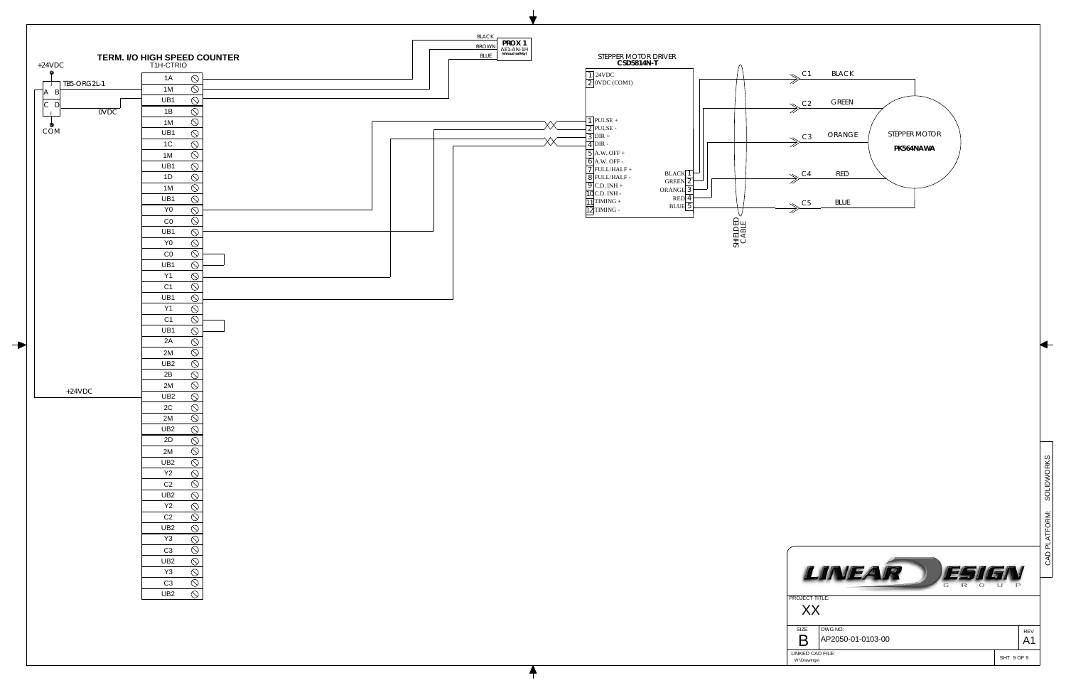**TERM. I/O HIGH SPEED COUNTER**
T1H-CTRIO

+24VDC

TB5-ORG2L-1

A B
C D

0VDC

COM

| Terminal |
|---|
| 1A |
| 1M |
| UB1 |
| 1B |
| 1M |
| UB1 |
| 1C |
| 1M |
| UB1 |
| 1D |
| 1M |
| UB1 |
| Y0 |
| C0 |
| UB1 |
| Y0 |
| C0 |
| UB1 |
| Y1 |
| C1 |
| UB1 |
| Y1 |
| C1 |
| UB1 |
| 2A |
| 2M |
| UB2 |
| 2B |
| 2M |
| UB2 |
| 2C |
| 2M |
| UB2 |
| 2D |
| 2M |
| UB2 |
| Y2 |
| C2 |
| UB2 |
| Y2 |
| C2 |
| UB2 |
| Y3 |
| C3 |
| UB2 |
| Y3 |
| C3 |
| UB2 |

+24VDC

**PROX 1**
AE1-AN-1H
(shroud safety)

BLACK
BROWN
BLUE

STEPPER MOTOR DRIVER
**CSD5814N-T**

| Pin | Signal |
|---|---|
| 1 | 24VDC |
| 2 | 0VDC (COM1) |
| 1 | PULSE + |
| 2 | PULSE - |
| 3 | DIR + |
| 4 | DIR - |
| 5 | A.W. OFF + |
| 6 | A.W. OFF - |
| 7 | FULL/HALF + |
| 8 | FULL/HALF - |
| 9 | C.D. INH + |
| 10 | C.D. INH - |
| 11 | TIMING + |
| 12 | TIMING - |

| Pin | Color |
|---|---|
| 1 | BLACK |
| 2 | GREEN |
| 3 | ORANGE |
| 4 | RED |
| 5 | BLUE |

SHIELDED CABLE

| Connector | Color |
|---|---|
| C1 | BLACK |
| C2 | GREEN |
| C3 | ORANGE |
| C4 | RED |
| C5 | BLUE |

STEPPER MOTOR
**PK564NAWA**

LINEAR DESIGN GROUP

PROJECT TITLE: XX

SIZE: B

DWG NO: AP2050-01-0103-00

REV: A1

LINKED CAD FILE: W:\Drawings\

SHT 9 OF 9

CAD PLATFORM: SOLIDWORKS